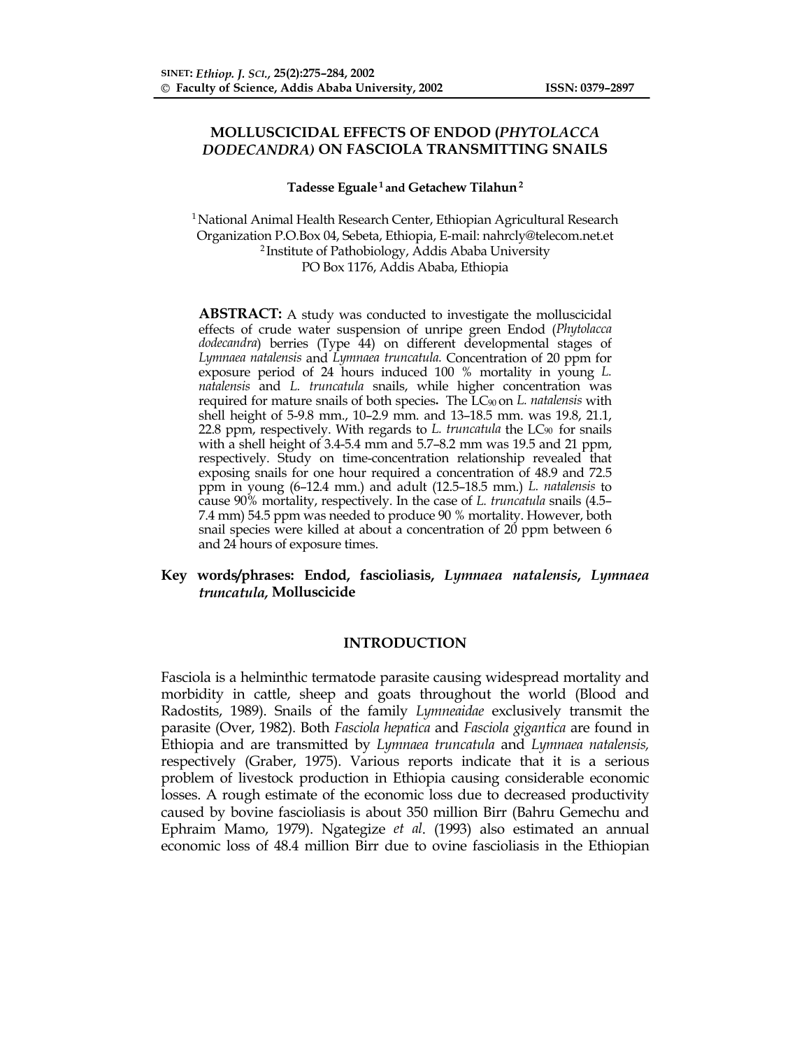# MOLLUSCICIDAL EFFECTS OF ENDOD (*PHYTOLACCA DODECANDRA*) ON FASCIOLA TRANSMITTING SNAILS

**Tadesse Eguale[1] and Getachew Tilahun[2]**

[1] National Animal Health Research Center, Ethiopian Agricultural Research Organization P.O.Box 04, Sebeta, Ethiopia, E-mail: nahrcly@telecom.net.et
[2] Institute of Pathobiology, Addis Ababa University
PO Box 1176, Addis Ababa, Ethiopia

**ABSTRACT:** A study was conducted to investigate the molluscicidal effects of crude water suspension of unripe green Endod (*Phytolacca dodecandra*) berries (Type 44) on different developmental stages of *Lymnaea natalensis* and *Lymnaea truncatula.* Concentration of 20 ppm for exposure period of 24 hours induced 100 % mortality in young *L. natalensis* and *L. truncatula* snails, while higher concentration was required for mature snails of both species**.** The $LC_{90}$ on *L. natalensis* with shell height of 5-9.8 mm., 10–2.9 mm. and 13–18.5 mm. was 19.8, 21.1, 22.8 ppm, respectively. With regards to *L. truncatula* the $LC_{90}$ for snails with a shell height of 3.4-5.4 mm and 5.7–8.2 mm was 19.5 and 21 ppm, respectively. Study on time-concentration relationship revealed that exposing snails for one hour required a concentration of 48.9 and 72.5 ppm in young (6–12.4 mm.) and adult (12.5–18.5 mm.) *L. natalensis* to cause 90% mortality, respectively. In the case of *L. truncatula* snails (4.5–7.4 mm) 54.5 ppm was needed to produce 90 % mortality. However, both snail species were killed at about a concentration of 20 ppm between 6 and 24 hours of exposure times.

**Key words/phrases: Endod, fascioliasis,** ***Lymnaea natalensis*****,** ***Lymnaea truncatula*****, Molluscicide**

## INTRODUCTION

Fasciola is a helminthic termatode parasite causing widespread mortality and morbidity in cattle, sheep and goats throughout the world (Blood and Radostits, 1989). Snails of the family *Lymneaidae* exclusively transmit the parasite (Over, 1982). Both *Fasciola hepatica* and *Fasciola gigantica* are found in Ethiopia and are transmitted by *Lymnaea truncatula* and *Lymnaea natalensis,* respectively (Graber, 1975). Various reports indicate that it is a serious problem of livestock production in Ethiopia causing considerable economic losses. A rough estimate of the economic loss due to decreased productivity caused by bovine fascioliasis is about 350 million Birr (Bahru Gemechu and Ephraim Mamo, 1979). Ngategize *et al*. (1993) also estimated an annual economic loss of 48.4 million Birr due to ovine fascioliasis in the Ethiopian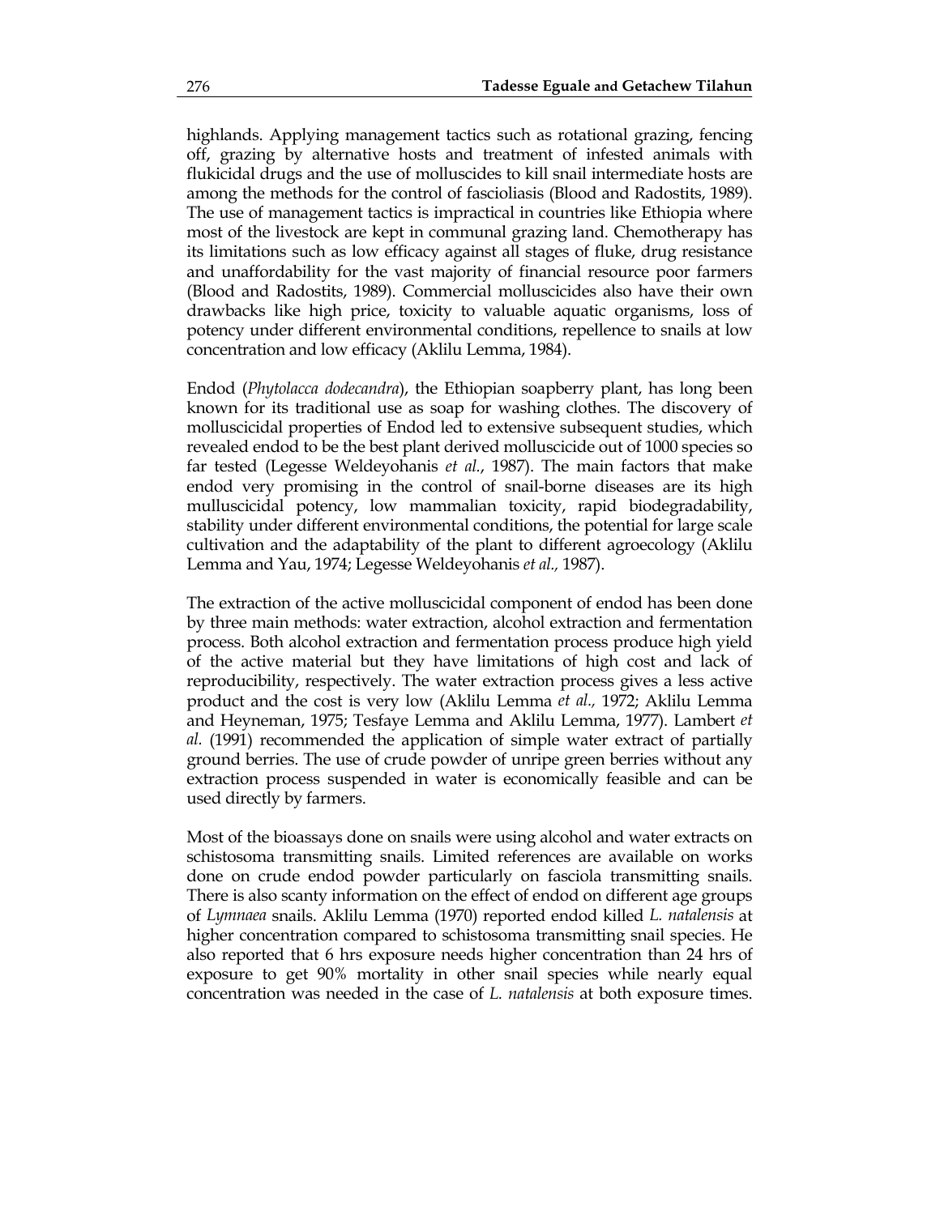highlands. Applying management tactics such as rotational grazing, fencing off, grazing by alternative hosts and treatment of infested animals with flukicidal drugs and the use of molluscides to kill snail intermediate hosts are among the methods for the control of fascioliasis (Blood and Radostits, 1989). The use of management tactics is impractical in countries like Ethiopia where most of the livestock are kept in communal grazing land. Chemotherapy has its limitations such as low efficacy against all stages of fluke, drug resistance and unaffordability for the vast majority of financial resource poor farmers (Blood and Radostits, 1989). Commercial molluscicides also have their own drawbacks like high price, toxicity to valuable aquatic organisms, loss of potency under different environmental conditions, repellence to snails at low concentration and low efficacy (Aklilu Lemma, 1984).

Endod (*Phytolacca dodecandra*), the Ethiopian soapberry plant, has long been known for its traditional use as soap for washing clothes. The discovery of molluscicidal properties of Endod led to extensive subsequent studies, which revealed endod to be the best plant derived molluscicide out of 1000 species so far tested (Legesse Weldeyohanis *et al.*, 1987). The main factors that make endod very promising in the control of snail-borne diseases are its high mulluscicidal potency, low mammalian toxicity, rapid biodegradability, stability under different environmental conditions, the potential for large scale cultivation and the adaptability of the plant to different agroecology (Aklilu Lemma and Yau, 1974; Legesse Weldeyohanis *et al.,* 1987).

The extraction of the active molluscicidal component of endod has been done by three main methods: water extraction, alcohol extraction and fermentation process. Both alcohol extraction and fermentation process produce high yield of the active material but they have limitations of high cost and lack of reproducibility, respectively. The water extraction process gives a less active product and the cost is very low (Aklilu Lemma *et al.,* 1972; Aklilu Lemma and Heyneman, 1975; Tesfaye Lemma and Aklilu Lemma, 1977). Lambert *et al.* (1991) recommended the application of simple water extract of partially ground berries. The use of crude powder of unripe green berries without any extraction process suspended in water is economically feasible and can be used directly by farmers.

Most of the bioassays done on snails were using alcohol and water extracts on schistosoma transmitting snails. Limited references are available on works done on crude endod powder particularly on fasciola transmitting snails. There is also scanty information on the effect of endod on different age groups of *Lymnaea* snails. Aklilu Lemma (1970) reported endod killed *L. natalensis* at higher concentration compared to schistosoma transmitting snail species. He also reported that 6 hrs exposure needs higher concentration than 24 hrs of exposure to get 90% mortality in other snail species while nearly equal concentration was needed in the case of *L. natalensis* at both exposure times.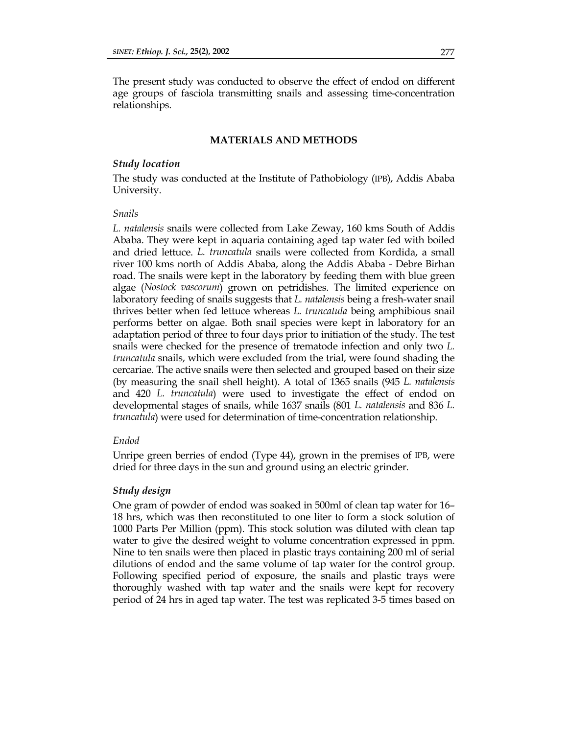The present study was conducted to observe the effect of endod on different age groups of fasciola transmitting snails and assessing time-concentration relationships.

## MATERIALS AND METHODS

### *Study location*

The study was conducted at the Institute of Pathobiology (IPB), Addis Ababa University.

#### *Snails*

*L. natalensis* snails were collected from Lake Zeway, 160 kms South of Addis Ababa. They were kept in aquaria containing aged tap water fed with boiled and dried lettuce. *L. truncatula* snails were collected from Kordida, a small river 100 kms north of Addis Ababa, along the Addis Ababa - Debre Birhan road. The snails were kept in the laboratory by feeding them with blue green algae (*Nostock vascorum*) grown on petridishes. The limited experience on laboratory feeding of snails suggests that *L. natalensis* being a fresh-water snail thrives better when fed lettuce whereas *L. truncatula* being amphibious snail performs better on algae. Both snail species were kept in laboratory for an adaptation period of three to four days prior to initiation of the study. The test snails were checked for the presence of trematode infection and only two *L. truncatula* snails, which were excluded from the trial, were found shading the cercariae. The active snails were then selected and grouped based on their size (by measuring the snail shell height). A total of 1365 snails (945 *L. natalensis* and 420 *L. truncatula*) were used to investigate the effect of endod on developmental stages of snails, while 1637 snails (801 *L. natalensis* and 836 *L. truncatula*) were used for determination of time-concentration relationship.

#### *Endod*

Unripe green berries of endod (Type 44), grown in the premises of IPB, were dried for three days in the sun and ground using an electric grinder.

### *Study design*

One gram of powder of endod was soaked in 500ml of clean tap water for 16–18 hrs, which was then reconstituted to one liter to form a stock solution of 1000 Parts Per Million (ppm). This stock solution was diluted with clean tap water to give the desired weight to volume concentration expressed in ppm. Nine to ten snails were then placed in plastic trays containing 200 ml of serial dilutions of endod and the same volume of tap water for the control group. Following specified period of exposure, the snails and plastic trays were thoroughly washed with tap water and the snails were kept for recovery period of 24 hrs in aged tap water. The test was replicated 3-5 times based on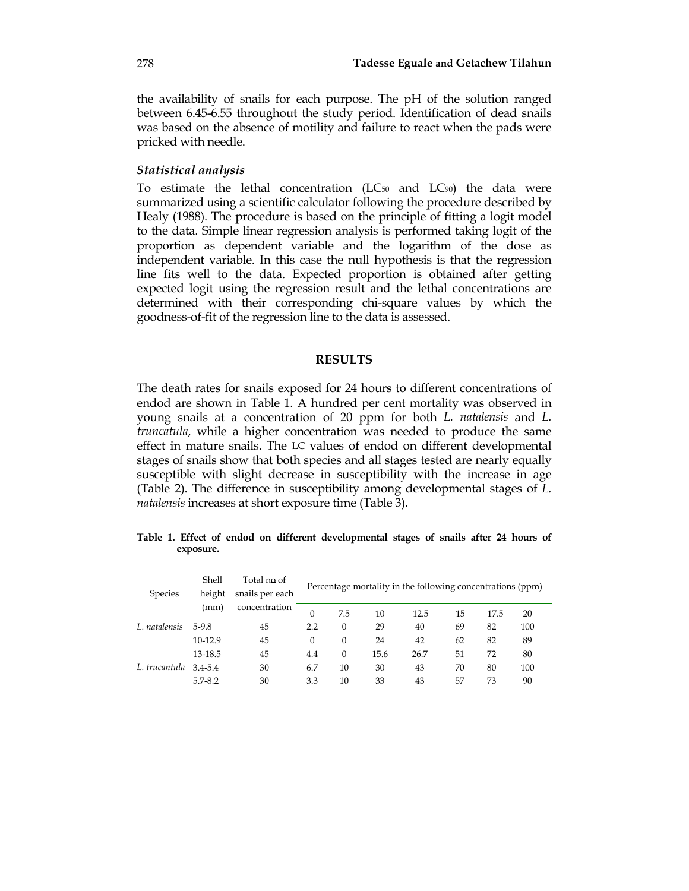the availability of snails for each purpose. The pH of the solution ranged between 6.45-6.55 throughout the study period. Identification of dead snails was based on the absence of motility and failure to react when the pads were pricked with needle.

### *Statistical analysis*

To estimate the lethal concentration ($LC_{50}$ and $LC_{90}$) the data were summarized using a scientific calculator following the procedure described by Healy (1988). The procedure is based on the principle of fitting a logit model to the data. Simple linear regression analysis is performed taking logit of the proportion as dependent variable and the logarithm of the dose as independent variable. In this case the null hypothesis is that the regression line fits well to the data. Expected proportion is obtained after getting expected logit using the regression result and the lethal concentrations are determined with their corresponding chi-square values by which the goodness-of-fit of the regression line to the data is assessed.

## RESULTS

The death rates for snails exposed for 24 hours to different concentrations of endod are shown in Table 1. A hundred per cent mortality was observed in young snails at a concentration of 20 ppm for both *L. natalensis* and *L. truncatula*, while a higher concentration was needed to produce the same effect in mature snails. The LC values of endod on different developmental stages of snails show that both species and all stages tested are nearly equally susceptible with slight decrease in susceptibility with the increase in age (Table 2). The difference in susceptibility among developmental stages of *L. natalensis* increases at short exposure time (Table 3).

**Table 1. Effect of endod on different developmental stages of snails after 24 hours of exposure.**

| Species | Shell height (mm) | Total no of snails per each concentration | Percentage mortality in the following concentrations (ppm) | | | | | | |
|---|---|---|---|---|---|---|---|---|---|
| | | | 0 | 7.5 | 10 | 12.5 | 15 | 17.5 | 20 |
| *L. natalensis* | 5-9.8 | 45 | 2.2 | 0 | 29 | 40 | 69 | 82 | 100 |
| | 10-12.9 | 45 | 0 | 0 | 24 | 42 | 62 | 82 | 89 |
| | 13-18.5 | 45 | 4.4 | 0 | 15.6 | 26.7 | 51 | 72 | 80 |
| *L. trucantula* | 3.4-5.4 | 30 | 6.7 | 10 | 30 | 43 | 70 | 80 | 100 |
| | 5.7-8.2 | 30 | 3.3 | 10 | 33 | 43 | 57 | 73 | 90 |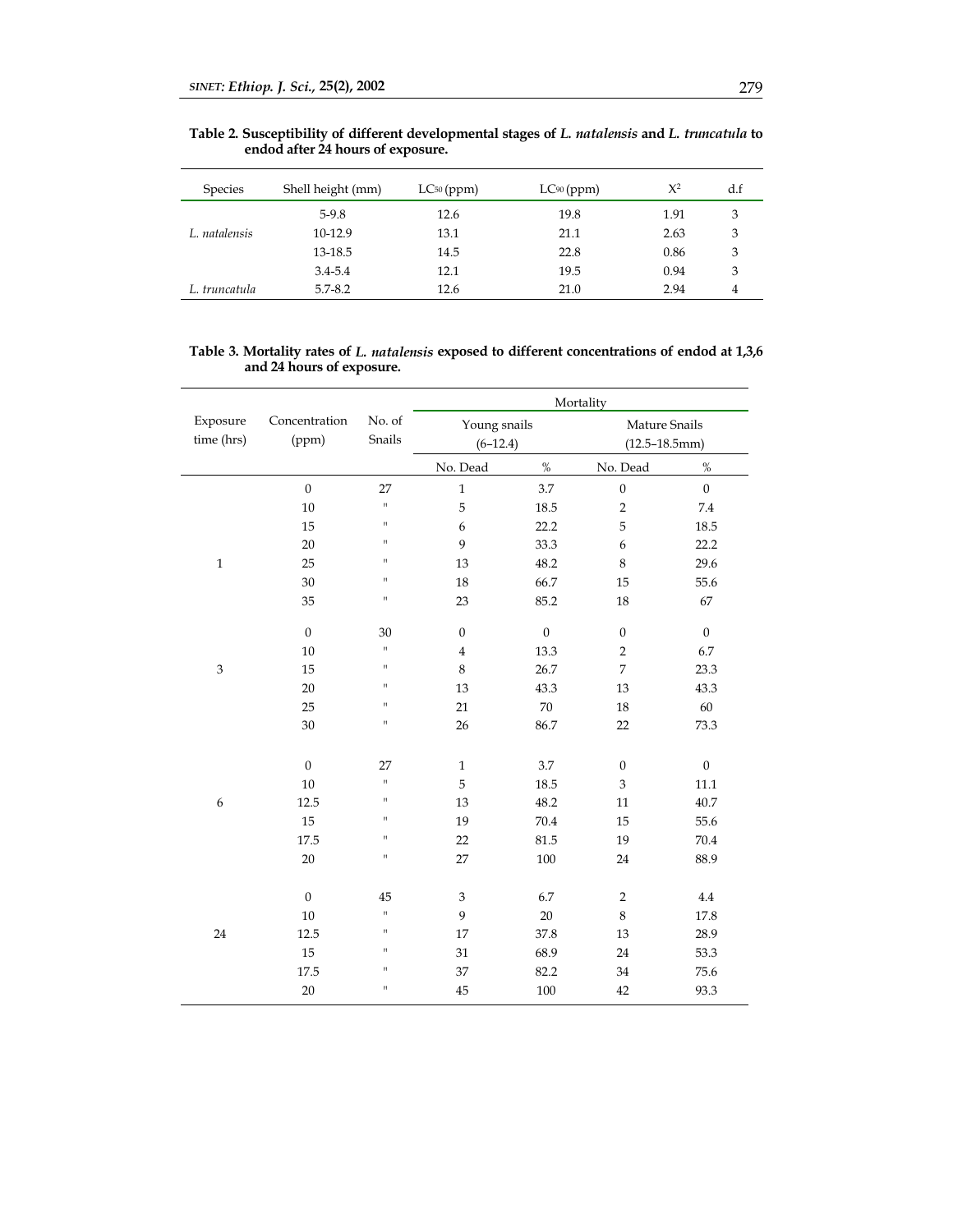**Table 2. Susceptibility of different developmental stages of *L. natalensis* and *L. truncatula* to endod after 24 hours of exposure.**

| Species | Shell height (mm) | $LC_{50}$ (ppm) | $LC_{90}$ (ppm) | $X^2$ | d.f |
|---|---|---|---|---|---|
| | 5-9.8 | 12.6 | 19.8 | 1.91 | 3 |
| *L. natalensis* | 10-12.9 | 13.1 | 21.1 | 2.63 | 3 |
| | 13-18.5 | 14.5 | 22.8 | 0.86 | 3 |
| | 3.4-5.4 | 12.1 | 19.5 | 0.94 | 3 |
| *L. truncatula* | 5.7-8.2 | 12.6 | 21.0 | 2.94 | 4 |

**Table 3. Mortality rates of *L. natalensis* exposed to different concentrations of endod at 1,3,6 and 24 hours of exposure.**

| Exposure time (hrs) | Concentration (ppm) | No. of Snails | Mortality | | | |
|---|---|---|---|---|---|---|
| | | | Young snails (6–12.4) | | Mature Snails (12.5–18.5mm) | |
| | | | No. Dead | % | No. Dead | % |
| | 0 | 27 | 1 | 3.7 | 0 | 0 |
| | 10 | " | 5 | 18.5 | 2 | 7.4 |
| | 15 | " | 6 | 22.2 | 5 | 18.5 |
| | 20 | " | 9 | 33.3 | 6 | 22.2 |
| 1 | 25 | " | 13 | 48.2 | 8 | 29.6 |
| | 30 | " | 18 | 66.7 | 15 | 55.6 |
| | 35 | " | 23 | 85.2 | 18 | 67 |
| | 0 | 30 | 0 | 0 | 0 | 0 |
| | 10 | " | 4 | 13.3 | 2 | 6.7 |
| 3 | 15 | " | 8 | 26.7 | 7 | 23.3 |
| | 20 | " | 13 | 43.3 | 13 | 43.3 |
| | 25 | " | 21 | 70 | 18 | 60 |
| | 30 | " | 26 | 86.7 | 22 | 73.3 |
| | 0 | 27 | 1 | 3.7 | 0 | 0 |
| | 10 | " | 5 | 18.5 | 3 | 11.1 |
| 6 | 12.5 | " | 13 | 48.2 | 11 | 40.7 |
| | 15 | " | 19 | 70.4 | 15 | 55.6 |
| | 17.5 | " | 22 | 81.5 | 19 | 70.4 |
| | 20 | " | 27 | 100 | 24 | 88.9 |
| | 0 | 45 | 3 | 6.7 | 2 | 4.4 |
| | 10 | " | 9 | 20 | 8 | 17.8 |
| 24 | 12.5 | " | 17 | 37.8 | 13 | 28.9 |
| | 15 | " | 31 | 68.9 | 24 | 53.3 |
| | 17.5 | " | 37 | 82.2 | 34 | 75.6 |
| | 20 | " | 45 | 100 | 42 | 93.3 |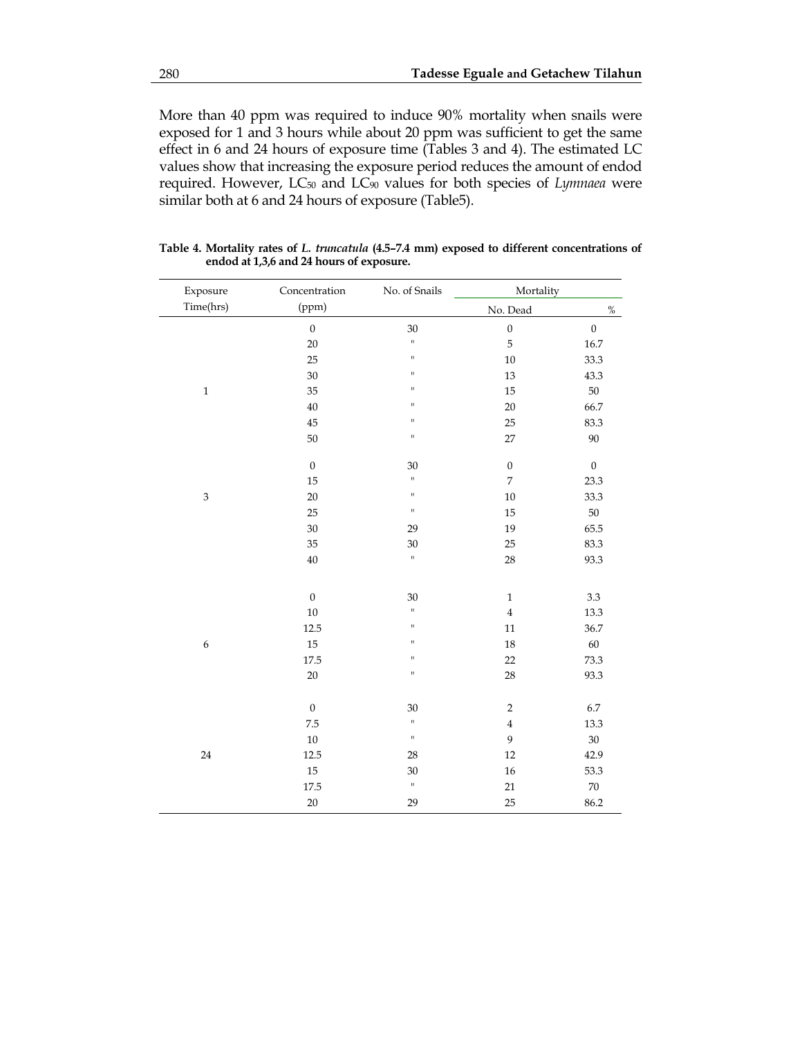More than 40 ppm was required to induce 90% mortality when snails were exposed for 1 and 3 hours while about 20 ppm was sufficient to get the same effect in 6 and 24 hours of exposure time (Tables 3 and 4). The estimated LC values show that increasing the exposure period reduces the amount of endod required. However, $LC_{50}$ and $LC_{90}$ values for both species of *Lymnaea* were similar both at 6 and 24 hours of exposure (Table5).

**Table 4. Mortality rates of *L. truncatula* (4.5–7.4 mm) exposed to different concentrations of endod at 1,3,6 and 24 hours of exposure.**

| Exposure Time(hrs) | Concentration (ppm) | No. of Snails | Mortality | |
|---|---|---|---|---|
| | | | No. Dead | % |
| 1 | 0 | 30 | 0 | 0 |
| | 20 | " | 5 | 16.7 |
| | 25 | " | 10 | 33.3 |
| | 30 | " | 13 | 43.3 |
| | 35 | " | 15 | 50 |
| | 40 | " | 20 | 66.7 |
| | 45 | " | 25 | 83.3 |
| | 50 | " | 27 | 90 |
| 3 | 0 | 30 | 0 | 0 |
| | 15 | " | 7 | 23.3 |
| | 20 | " | 10 | 33.3 |
| | 25 | " | 15 | 50 |
| | 30 | 29 | 19 | 65.5 |
| | 35 | 30 | 25 | 83.3 |
| | 40 | " | 28 | 93.3 |
| 6 | 0 | 30 | 1 | 3.3 |
| | 10 | " | 4 | 13.3 |
| | 12.5 | " | 11 | 36.7 |
| | 15 | " | 18 | 60 |
| | 17.5 | " | 22 | 73.3 |
| | 20 | " | 28 | 93.3 |
| 24 | 0 | 30 | 2 | 6.7 |
| | 7.5 | " | 4 | 13.3 |
| | 10 | " | 9 | 30 |
| | 12.5 | 28 | 12 | 42.9 |
| | 15 | 30 | 16 | 53.3 |
| | 17.5 | " | 21 | 70 |
| | 20 | 29 | 25 | 86.2 |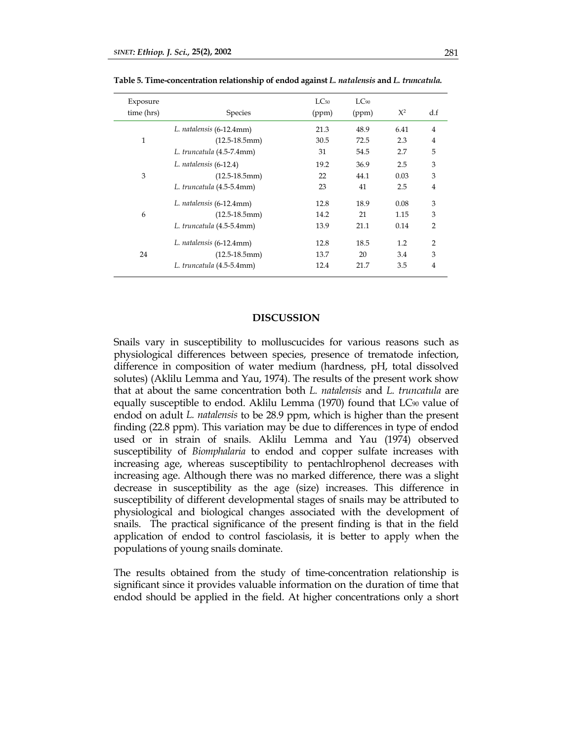**Table 5. Time-concentration relationship of endod against *L. natalensis* and *L. truncatula*.**

| Exposure time (hrs) | Species | $LC_{50}$ (ppm) | $LC_{90}$ (ppm) | $X^2$ | d.f |
|---|---|---|---|---|---|
| | *L. natalensis* (6-12.4mm) | 21.3 | 48.9 | 6.41 | 4 |
| 1 | (12.5-18.5mm) | 30.5 | 72.5 | 2.3 | 4 |
| | *L. truncatula* (4.5-7.4mm) | 31 | 54.5 | 2.7 | 5 |
| | *L. natalensis* (6-12.4) | 19.2 | 36.9 | 2.5 | 3 |
| 3 | (12.5-18.5mm) | 22 | 44.1 | 0.03 | 3 |
| | *L. truncatula* (4.5-5.4mm) | 23 | 41 | 2.5 | 4 |
| | *L. natalensis* (6-12.4mm) | 12.8 | 18.9 | 0.08 | 3 |
| 6 | (12.5-18.5mm) | 14.2 | 21 | 1.15 | 3 |
| | *L. truncatula* (4.5-5.4mm) | 13.9 | 21.1 | 0.14 | 2 |
| | *L. natalensis* (6-12.4mm) | 12.8 | 18.5 | 1.2 | 2 |
| 24 | (12.5-18.5mm) | 13.7 | 20 | 3.4 | 3 |
| | *L. truncatula* (4.5-5.4mm) | 12.4 | 21.7 | 3.5 | 4 |

## DISCUSSION

Snails vary in susceptibility to molluscucides for various reasons such as physiological differences between species, presence of trematode infection, difference in composition of water medium (hardness, pH, total dissolved solutes) (Aklilu Lemma and Yau, 1974). The results of the present work show that at about the same concentration both *L. natalensis* and *L. truncatula* are equally susceptible to endod. Aklilu Lemma (1970) found that $LC_{90}$ value of endod on adult *L. natalensis* to be 28.9 ppm, which is higher than the present finding (22.8 ppm). This variation may be due to differences in type of endod used or in strain of snails. Aklilu Lemma and Yau (1974) observed susceptibility of *Biomphalaria* to endod and copper sulfate increases with increasing age, whereas susceptibility to pentachlrophenol decreases with increasing age. Although there was no marked difference, there was a slight decrease in susceptibility as the age (size) increases. This difference in susceptibility of different developmental stages of snails may be attributed to physiological and biological changes associated with the development of snails. The practical significance of the present finding is that in the field application of endod to control fasciolasis, it is better to apply when the populations of young snails dominate.

The results obtained from the study of time-concentration relationship is significant since it provides valuable information on the duration of time that endod should be applied in the field. At higher concentrations only a short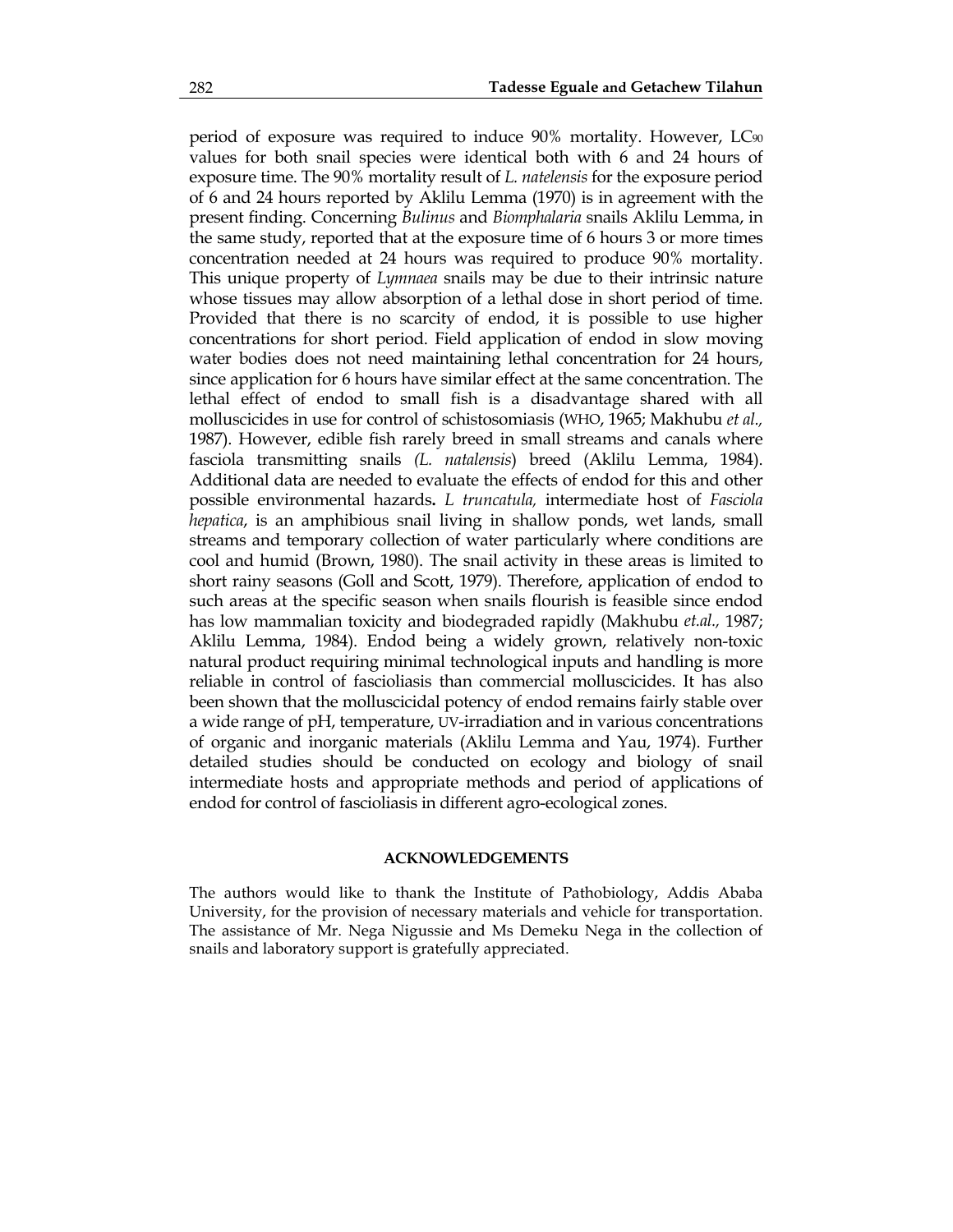period of exposure was required to induce 90% mortality. However, $LC_{90}$ values for both snail species were identical both with 6 and 24 hours of exposure time. The 90% mortality result of *L. natelensis* for the exposure period of 6 and 24 hours reported by Aklilu Lemma (1970) is in agreement with the present finding. Concerning *Bulinus* and *Biomphalaria* snails Aklilu Lemma, in the same study, reported that at the exposure time of 6 hours 3 or more times concentration needed at 24 hours was required to produce 90% mortality. This unique property of *Lymnaea* snails may be due to their intrinsic nature whose tissues may allow absorption of a lethal dose in short period of time. Provided that there is no scarcity of endod, it is possible to use higher concentrations for short period. Field application of endod in slow moving water bodies does not need maintaining lethal concentration for 24 hours, since application for 6 hours have similar effect at the same concentration. The lethal effect of endod to small fish is a disadvantage shared with all molluscicides in use for control of schistosomiasis (WHO, 1965; Makhubu *et al.,* 1987). However, edible fish rarely breed in small streams and canals where fasciola transmitting snails *(L. natalensis*) breed (Aklilu Lemma, 1984). Additional data are needed to evaluate the effects of endod for this and other possible environmental hazards**.** *L truncatula,* intermediate host of *Fasciola hepatica*, is an amphibious snail living in shallow ponds, wet lands, small streams and temporary collection of water particularly where conditions are cool and humid (Brown, 1980). The snail activity in these areas is limited to short rainy seasons (Goll and Scott, 1979). Therefore, application of endod to such areas at the specific season when snails flourish is feasible since endod has low mammalian toxicity and biodegraded rapidly (Makhubu *et.al.,* 1987; Aklilu Lemma, 1984). Endod being a widely grown, relatively non-toxic natural product requiring minimal technological inputs and handling is more reliable in control of fascioliasis than commercial molluscicides. It has also been shown that the molluscicidal potency of endod remains fairly stable over a wide range of pH, temperature, UV-irradiation and in various concentrations of organic and inorganic materials (Aklilu Lemma and Yau, 1974). Further detailed studies should be conducted on ecology and biology of snail intermediate hosts and appropriate methods and period of applications of endod for control of fascioliasis in different agro-ecological zones.

## ACKNOWLEDGEMENTS

The authors would like to thank the Institute of Pathobiology, Addis Ababa University, for the provision of necessary materials and vehicle for transportation. The assistance of Mr. Nega Nigussie and Ms Demeku Nega in the collection of snails and laboratory support is gratefully appreciated.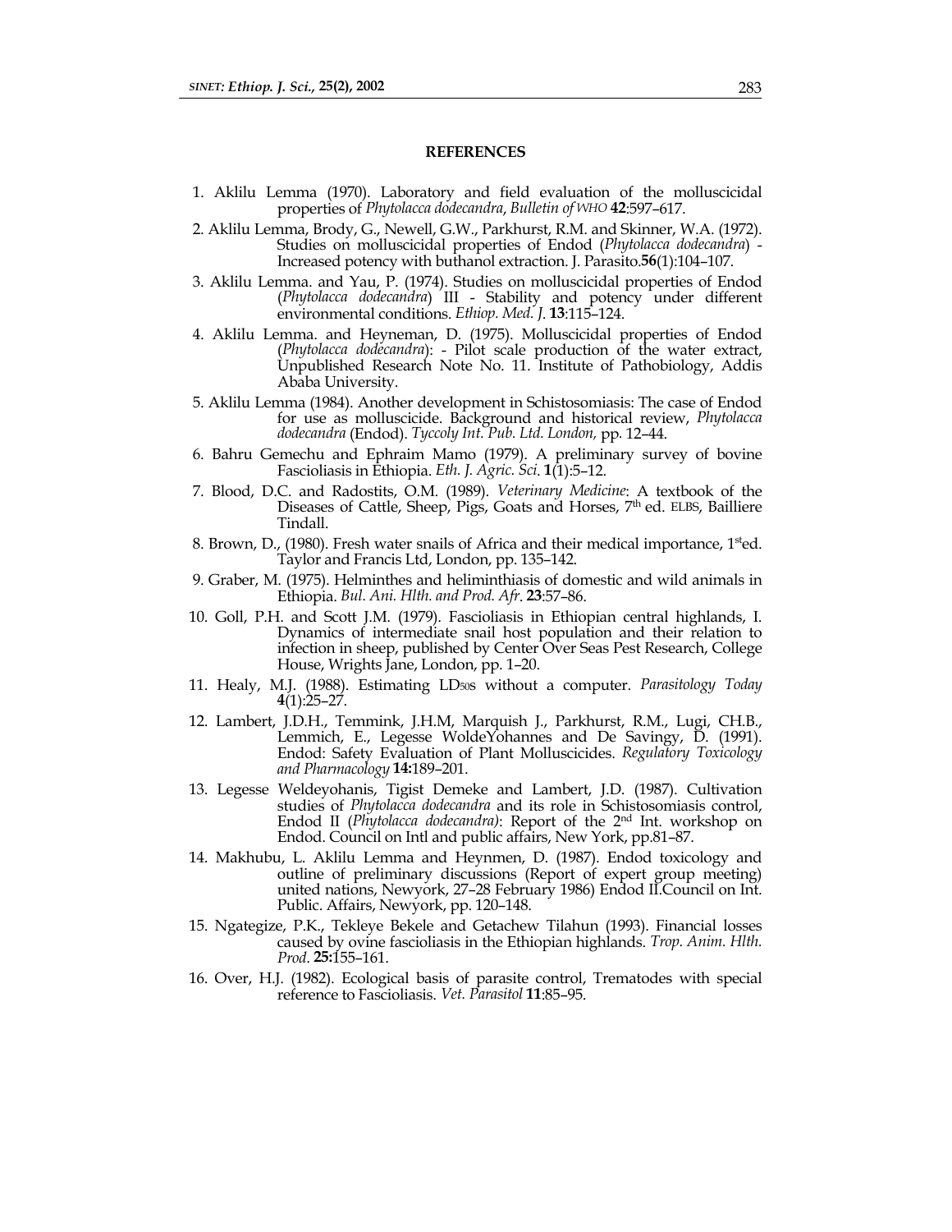## REFERENCES

1. Aklilu Lemma (1970). Laboratory and field evaluation of the molluscicidal properties of *Phytolacca dodecandra*, *Bulletin of WHO* **42**:597–617.
2. Aklilu Lemma, Brody, G., Newell, G.W., Parkhurst, R.M. and Skinner, W.A. (1972). Studies on molluscicidal properties of Endod (*Phytolacca dodecandra*) - Increased potency with buthanol extraction. J. Parasito.**56**(1):104–107.
3. Aklilu Lemma. and Yau, P. (1974). Studies on molluscicidal properties of Endod (*Phytolacca dodecandra*) III - Stability and potency under different environmental conditions. *Ethiop. Med. J.* **13**:115–124.
4. Aklilu Lemma. and Heyneman, D. (1975). Molluscicidal properties of Endod (*Phytolacca dodecandra*): - Pilot scale production of the water extract, Unpublished Research Note No. 11. Institute of Pathobiology, Addis Ababa University.
5. Aklilu Lemma (1984). Another development in Schistosomiasis: The case of Endod for use as molluscicide. Background and historical review, *Phytolacca dodecandra* (Endod). *Tyccoly Int. Pub. Ltd. London,* pp. 12–44.
6. Bahru Gemechu and Ephraim Mamo (1979). A preliminary survey of bovine Fascioliasis in Ethiopia. *Eth. J. Agric. Sci.* **1**(1):5–12.
7. Blood, D.C. and Radostits, O.M. (1989). *Veterinary Medicine*: A textbook of the Diseases of Cattle, Sheep, Pigs, Goats and Horses, 7th ed. ELBS, Bailliere Tindall.
8. Brown, D., (1980). Fresh water snails of Africa and their medical importance, 1sted. Taylor and Francis Ltd, London, pp. 135–142.
9. Graber, M. (1975). Helminthes and heliminthiasis of domestic and wild animals in Ethiopia. *Bul. Ani. Hlth. and Prod. Afr.* **23**:57–86.
10. Goll, P.H. and Scott J.M. (1979). Fascioliasis in Ethiopian central highlands, I. Dynamics of intermediate snail host population and their relation to infection in sheep, published by Center Over Seas Pest Research, College House, Wrights Jane, London, pp. 1–20.
11. Healy, M.J. (1988). Estimating $LD_{50}$s without a computer. *Parasitology Today* **4**(1):25–27.
12. Lambert, J.D.H., Temmink, J.H.M, Marquish J., Parkhurst, R.M., Lugi, CH.B., Lemmich, E., Legesse WoldeYohannes and De Savingy, D. (1991). Endod: Safety Evaluation of Plant Molluscicides. *Regulatory Toxicology and Pharmacology* **14:**189–201.
13. Legesse Weldeyohanis, Tigist Demeke and Lambert, J.D. (1987). Cultivation studies of *Phytolacca dodecandra* and its role in Schistosomiasis control, Endod II (*Phytolacca dodecandra)*: Report of the 2nd Int. workshop on Endod. Council on Intl and public affairs, New York, pp.81–87.
14. Makhubu, L. Aklilu Lemma and Heynmen, D. (1987). Endod toxicology and outline of preliminary discussions (Report of expert group meeting) united nations, Newyork, 27–28 February 1986) Endod II.Council on Int. Public. Affairs, Newyork, pp. 120–148.
15. Ngategize, P.K., Tekleye Bekele and Getachew Tilahun (1993). Financial losses caused by ovine fascioliasis in the Ethiopian highlands. *Trop. Anim. Hlth. Prod.* **25:**155–161.
16. Over, H.J. (1982). Ecological basis of parasite control, Trematodes with special reference to Fascioliasis. *Vet. Parasitol* **11**:85–95.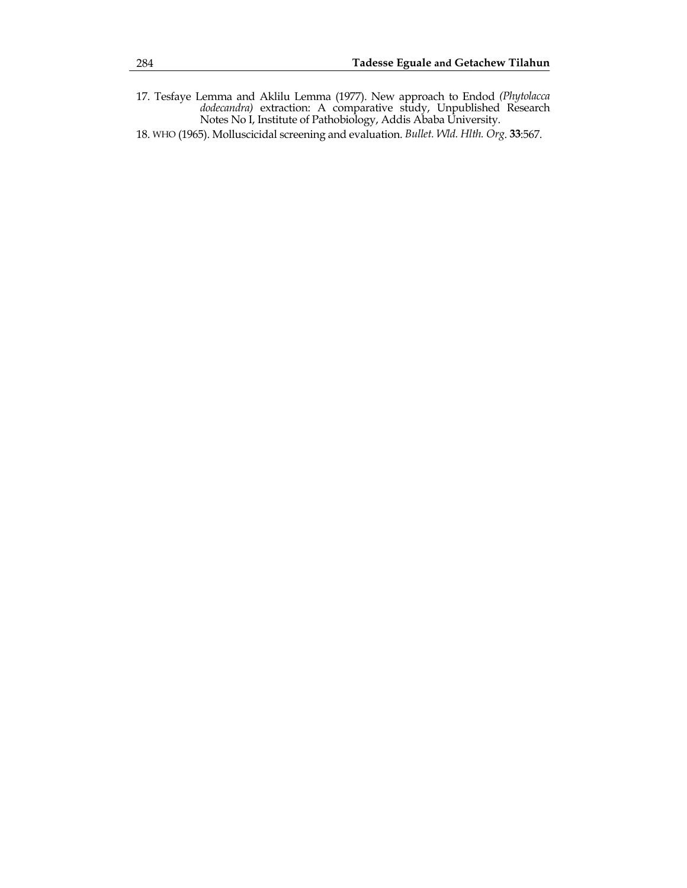17. Tesfaye Lemma and Aklilu Lemma (1977). New approach to Endod *(Phytolacca dodecandra)* extraction: A comparative study, Unpublished Research Notes No I, Institute of Pathobiology, Addis Ababa University.

18. WHO (1965). Molluscicidal screening and evaluation. *Bullet. Wld. Hlth. Org.* **33**:567.